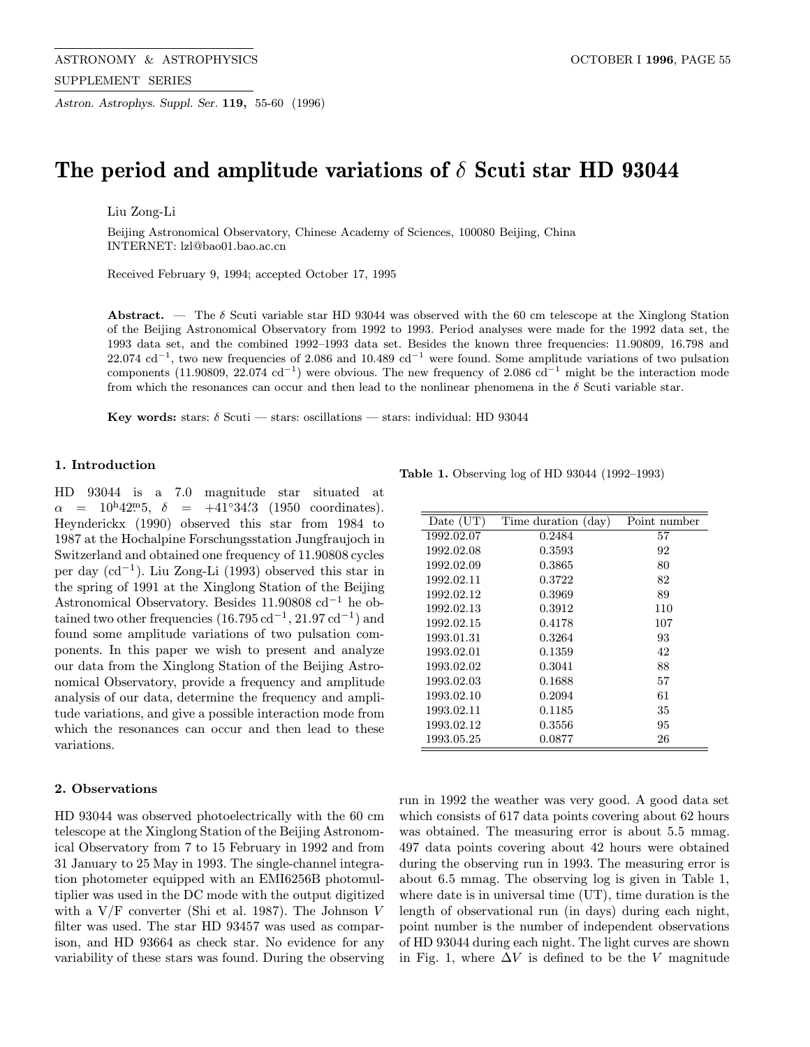# The period and amplitude variations of $\delta$ Scuti star HD 93044

Liu Zong-Li

Beijing Astronomical Observatory, Chinese Academy of Sciences, 100080 Beijing, China
INTERNET: lzl@bao01.bao.ac.cn

Received February 9, 1994; accepted October 17, 1995

**Abstract.** — The $\delta$ Scuti variable star HD 93044 was observed with the 60 cm telescope at the Xinglong Station of the Beijing Astronomical Observatory from 1992 to 1993. Period analyses were made for the 1992 data set, the 1993 data set, and the combined 1992–1993 data set. Besides the known three frequencies: 11.90809, 16.798 and 22.074 cd$^{-1}$, two new frequencies of 2.086 and 10.489 cd$^{-1}$ were found. Some amplitude variations of two pulsation components (11.90809, 22.074 cd$^{-1}$) were obvious. The new frequency of 2.086 cd$^{-1}$ might be the interaction mode from which the resonances can occur and then lead to the nonlinear phenomena in the $\delta$ Scuti variable star.

**Key words:** stars: $\delta$ Scuti — stars: oscillations — stars: individual: HD 93044

## 1. Introduction

HD 93044 is a 7.0 magnitude star situated at $\alpha = 10^{\rm h}42^{\rm m}\!.5$, $\delta = +41°34'\!.3$ (1950 coordinates). Heynderickx (1990) observed this star from 1984 to 1987 at the Hochalpine Forschungsstation Jungfraujoch in Switzerland and obtained one frequency of 11.90808 cycles per day (cd$^{-1}$). Liu Zong-Li (1993) observed this star in the spring of 1991 at the Xinglong Station of the Beijing Astronomical Observatory. Besides 11.90808 cd$^{-1}$ he obtained two other frequencies (16.795 cd$^{-1}$, 21.97 cd$^{-1}$) and found some amplitude variations of two pulsation components. In this paper we wish to present and analyze our data from the Xinglong Station of the Beijing Astronomical Observatory, provide a frequency and amplitude analysis of our data, determine the frequency and amplitude variations, and give a possible interaction mode from which the resonances can occur and then lead to these variations.

**Table 1.** Observing log of HD 93044 (1992–1993)

| Date (UT) | Time duration (day) | Point number |
|---|---|---|
| 1992.02.07 | 0.2484 | 57 |
| 1992.02.08 | 0.3593 | 92 |
| 1992.02.09 | 0.3865 | 80 |
| 1992.02.11 | 0.3722 | 82 |
| 1992.02.12 | 0.3969 | 89 |
| 1992.02.13 | 0.3912 | 110 |
| 1992.02.15 | 0.4178 | 107 |
| 1993.01.31 | 0.3264 | 93 |
| 1993.02.01 | 0.1359 | 42 |
| 1993.02.02 | 0.3041 | 88 |
| 1993.02.03 | 0.1688 | 57 |
| 1993.02.10 | 0.2094 | 61 |
| 1993.02.11 | 0.1185 | 35 |
| 1993.02.12 | 0.3556 | 95 |
| 1993.05.25 | 0.0877 | 26 |

## 2. Observations

HD 93044 was observed photoelectrically with the 60 cm telescope at the Xinglong Station of the Beijing Astronomical Observatory from 7 to 15 February in 1992 and from 31 January to 25 May in 1993. The single-channel integration photometer equipped with an EMI6256B photomultiplier was used in the DC mode with the output digitized with a V/F converter (Shi et al. 1987). The Johnson $V$ filter was used. The star HD 93457 was used as comparison, and HD 93664 as check star. No evidence for any variability of these stars was found. During the observing run in 1992 the weather was very good. A good data set which consists of 617 data points covering about 62 hours was obtained. The measuring error is about 5.5 mmag. 497 data points covering about 42 hours were obtained during the observing run in 1993. The measuring error is about 6.5 mmag. The observing log is given in Table 1, where date is in universal time (UT), time duration is the length of observational run (in days) during each night, point number is the number of independent observations of HD 93044 during each night. The light curves are shown in Fig. 1, where $\Delta V$ is defined to be the $V$ magnitude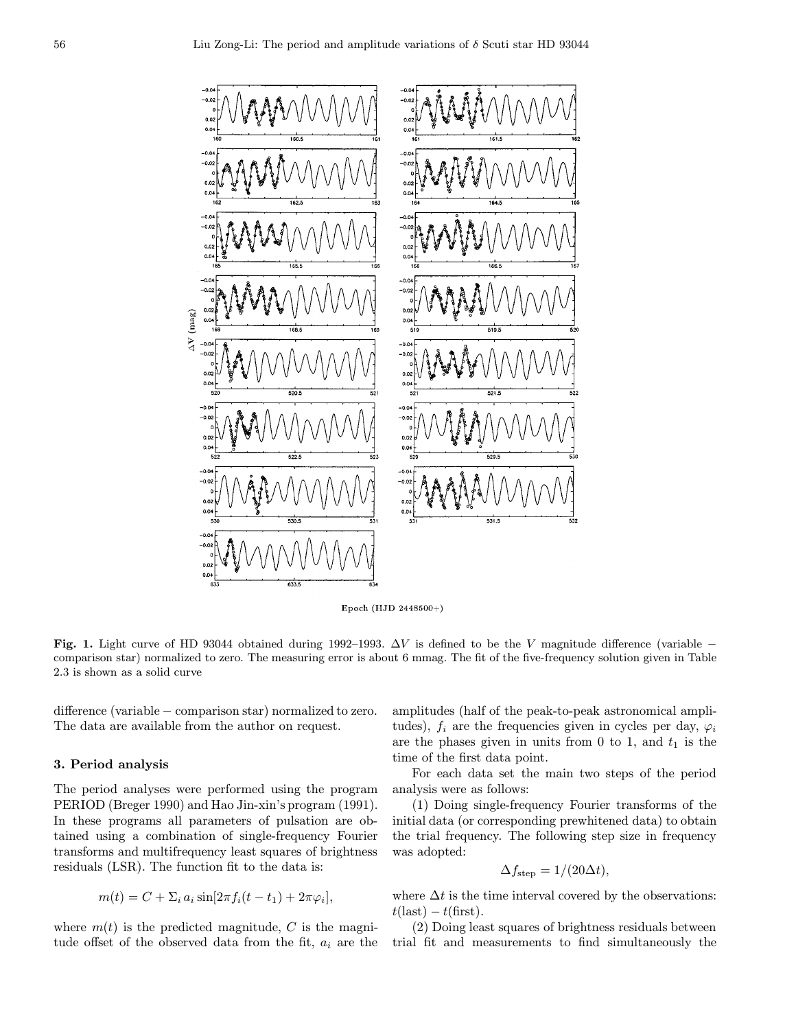**Fig. 1.** Light curve of HD 93044 obtained during 1992–1993. $\Delta V$ is defined to be the $V$ magnitude difference (variable − comparison star) normalized to zero. The measuring error is about 6 mmag. The fit of the five-frequency solution given in Table 2.3 is shown as a solid curve

difference (variable − comparison star) normalized to zero. The data are available from the author on request.

### 3. Period analysis

The period analyses were performed using the program PERIOD (Breger 1990) and Hao Jin-xin's program (1991). In these programs all parameters of pulsation are obtained using a combination of single-frequency Fourier transforms and multifrequency least squares of brightness residuals (LSR). The function fit to the data is:

$$m(t) = C + \Sigma_i a_i \sin[2\pi f_i(t - t_1) + 2\pi\varphi_i],$$

where $m(t)$ is the predicted magnitude, $C$ is the magnitude offset of the observed data from the fit, $a_i$ are the amplitudes (half of the peak-to-peak astronomical amplitudes), $f_i$ are the frequencies given in cycles per day, $\varphi_i$ are the phases given in units from 0 to 1, and $t_1$ is the time of the first data point.

For each data set the main two steps of the period analysis were as follows:

(1) Doing single-frequency Fourier transforms of the initial data (or corresponding prewhitened data) to obtain the trial frequency. The following step size in frequency was adopted:

$$\Delta f_{\rm step} = 1/(20\Delta t),$$

where $\Delta t$ is the time interval covered by the observations: $t(\text{last}) - t(\text{first})$.

(2) Doing least squares of brightness residuals between trial fit and measurements to find simultaneously the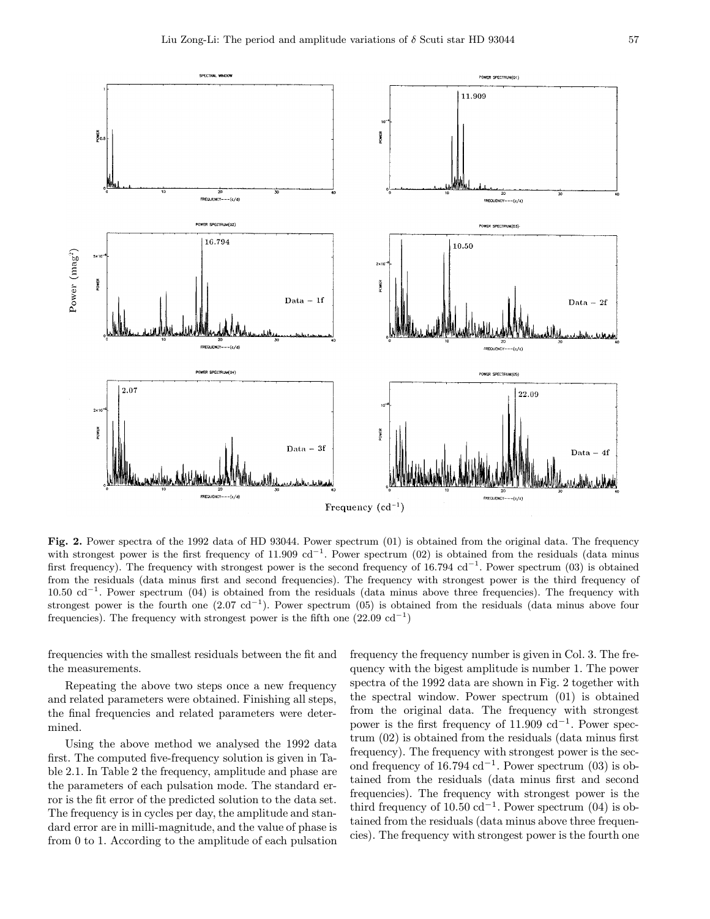**Fig. 2.** Power spectra of the 1992 data of HD 93044. Power spectrum (01) is obtained from the original data. The frequency with strongest power is the first frequency of 11.909 $\mathrm{cd}^{-1}$. Power spectrum (02) is obtained from the residuals (data minus first frequency). The frequency with strongest power is the second frequency of 16.794 $\mathrm{cd}^{-1}$. Power spectrum (03) is obtained from the residuals (data minus first and second frequencies). The frequency with strongest power is the third frequency of 10.50 $\mathrm{cd}^{-1}$. Power spectrum (04) is obtained from the residuals (data minus above three frequencies). The frequency with strongest power is the fourth one (2.07 $\mathrm{cd}^{-1}$). Power spectrum (05) is obtained from the residuals (data minus above four frequencies). The frequency with strongest power is the fifth one (22.09 $\mathrm{cd}^{-1}$)

frequencies with the smallest residuals between the fit and the measurements.

Repeating the above two steps once a new frequency and related parameters were obtained. Finishing all steps, the final frequencies and related parameters were determined.

Using the above method we analysed the 1992 data first. The computed five-frequency solution is given in Table 2.1. In Table 2 the frequency, amplitude and phase are the parameters of each pulsation mode. The standard error is the fit error of the predicted solution to the data set. The frequency is in cycles per day, the amplitude and standard error are in milli-magnitude, and the value of phase is from 0 to 1. According to the amplitude of each pulsation frequency the frequency number is given in Col. 3. The frequency with the bigest amplitude is number 1. The power spectra of the 1992 data are shown in Fig. 2 together with the spectral window. Power spectrum (01) is obtained from the original data. The frequency with strongest power is the first frequency of 11.909 $\mathrm{cd}^{-1}$. Power spectrum (02) is obtained from the residuals (data minus first frequency). The frequency with strongest power is the second frequency of 16.794 $\mathrm{cd}^{-1}$. Power spectrum (03) is obtained from the residuals (data minus first and second frequencies). The frequency with strongest power is the third frequency of 10.50 $\mathrm{cd}^{-1}$. Power spectrum (04) is obtained from the residuals (data minus above three frequencies). The frequency with strongest power is the fourth one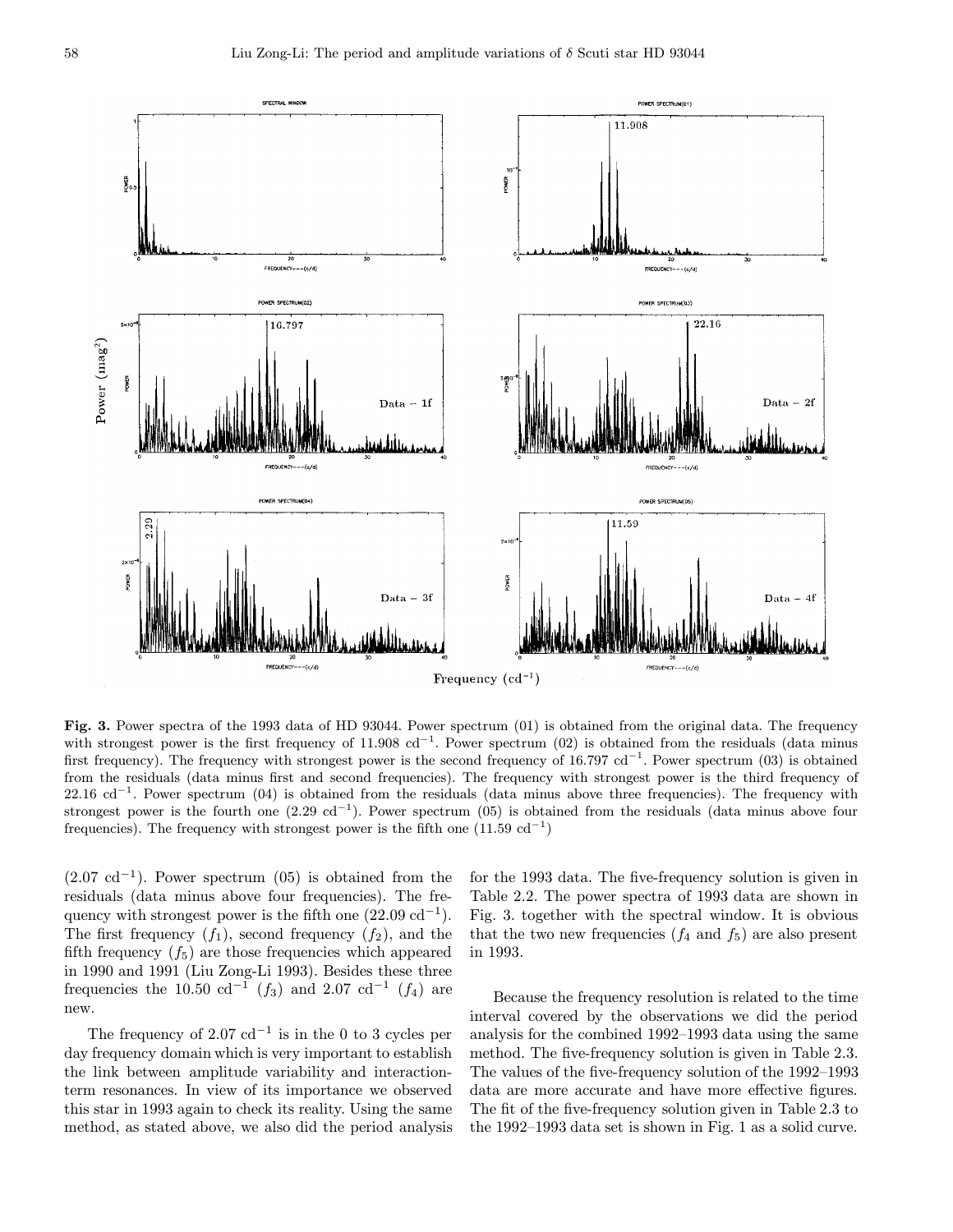**Fig. 3.** Power spectra of the 1993 data of HD 93044. Power spectrum (01) is obtained from the original data. The frequency with strongest power is the first frequency of 11.908 cd$^{-1}$. Power spectrum (02) is obtained from the residuals (data minus first frequency). The frequency with strongest power is the second frequency of 16.797 cd$^{-1}$. Power spectrum (03) is obtained from the residuals (data minus first and second frequencies). The frequency with strongest power is the third frequency of 22.16 cd$^{-1}$. Power spectrum (04) is obtained from the residuals (data minus above three frequencies). The frequency with strongest power is the fourth one (2.29 cd$^{-1}$). Power spectrum (05) is obtained from the residuals (data minus above four frequencies). The frequency with strongest power is the fifth one (11.59 cd$^{-1}$)

(2.07 cd$^{-1}$). Power spectrum (05) is obtained from the residuals (data minus above four frequencies). The frequency with strongest power is the fifth one (22.09 cd$^{-1}$). The first frequency ($f_1$), second frequency ($f_2$), and the fifth frequency ($f_5$) are those frequencies which appeared in 1990 and 1991 (Liu Zong-Li 1993). Besides these three frequencies the 10.50 cd$^{-1}$ ($f_3$) and 2.07 cd$^{-1}$ ($f_4$) are new.

The frequency of 2.07 cd$^{-1}$ is in the 0 to 3 cycles per day frequency domain which is very important to establish the link between amplitude variability and interaction-term resonances. In view of its importance we observed this star in 1993 again to check its reality. Using the same method, as stated above, we also did the period analysis for the 1993 data. The five-frequency solution is given in Table 2.2. The power spectra of 1993 data are shown in Fig. 3. together with the spectral window. It is obvious that the two new frequencies ($f_4$ and $f_5$) are also present in 1993.

Because the frequency resolution is related to the time interval covered by the observations we did the period analysis for the combined 1992–1993 data using the same method. The five-frequency solution is given in Table 2.3. The values of the five-frequency solution of the 1992–1993 data are more accurate and have more effective figures. The fit of the five-frequency solution given in Table 2.3 to the 1992–1993 data set is shown in Fig. 1 as a solid curve.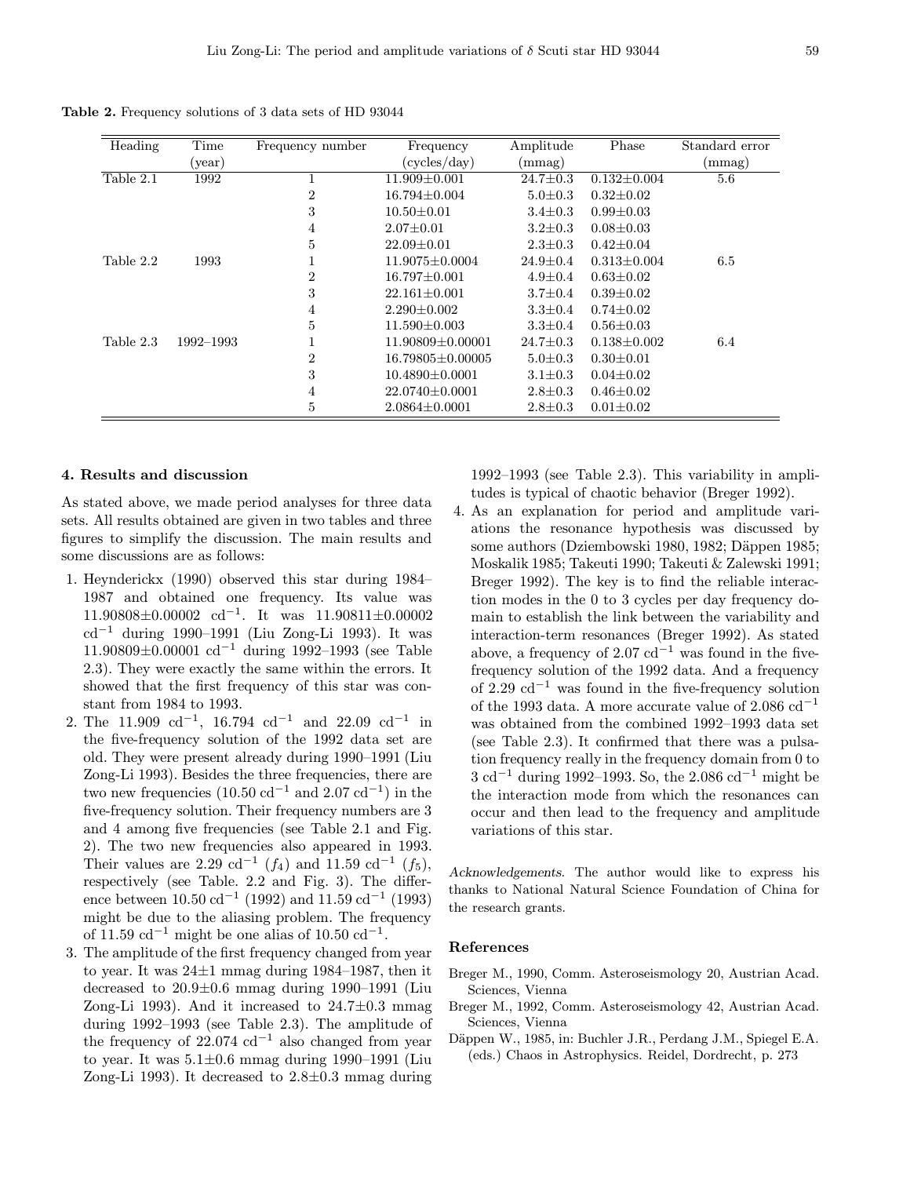**Table 2.** Frequency solutions of 3 data sets of HD 93044

| Heading | Time (year) | Frequency number | Frequency (cycles/day) | Amplitude (mmag) | Phase | Standard error (mmag) |
|---|---|---|---|---|---|---|
| Table 2.1 | 1992 | 1 | 11.909±0.001 | 24.7±0.3 | 0.132±0.004 | 5.6 |
| | | 2 | 16.794±0.004 | 5.0±0.3 | 0.32±0.02 | |
| | | 3 | 10.50±0.01 | 3.4±0.3 | 0.99±0.03 | |
| | | 4 | 2.07±0.01 | 3.2±0.3 | 0.08±0.03 | |
| | | 5 | 22.09±0.01 | 2.3±0.3 | 0.42±0.04 | |
| Table 2.2 | 1993 | 1 | 11.9075±0.0004 | 24.9±0.4 | 0.313±0.004 | 6.5 |
| | | 2 | 16.797±0.001 | 4.9±0.4 | 0.63±0.02 | |
| | | 3 | 22.161±0.001 | 3.7±0.4 | 0.39±0.02 | |
| | | 4 | 2.290±0.002 | 3.3±0.4 | 0.74±0.02 | |
| | | 5 | 11.590±0.003 | 3.3±0.4 | 0.56±0.03 | |
| Table 2.3 | 1992–1993 | 1 | 11.90809±0.00001 | 24.7±0.3 | 0.138±0.002 | 6.4 |
| | | 2 | 16.79805±0.00005 | 5.0±0.3 | 0.30±0.01 | |
| | | 3 | 10.4890±0.0001 | 3.1±0.3 | 0.04±0.02 | |
| | | 4 | 22.0740±0.0001 | 2.8±0.3 | 0.46±0.02 | |
| | | 5 | 2.0864±0.0001 | 2.8±0.3 | 0.01±0.02 | |

## 4. Results and discussion

As stated above, we made period analyses for three data sets. All results obtained are given in two tables and three figures to simplify the discussion. The main results and some discussions are as follows:

1. Heynderickx (1990) observed this star during 1984–1987 and obtained one frequency. Its value was 11.90808±0.00002 $cd^{-1}$. It was 11.90811±0.00002 $cd^{-1}$ during 1990–1991 (Liu Zong-Li 1993). It was 11.90809±0.00001 $cd^{-1}$ during 1992–1993 (see Table 2.3). They were exactly the same within the errors. It showed that the first frequency of this star was constant from 1984 to 1993.
2. The 11.909 $cd^{-1}$, 16.794 $cd^{-1}$ and 22.09 $cd^{-1}$ in the five-frequency solution of the 1992 data set are old. They were present already during 1990–1991 (Liu Zong-Li 1993). Besides the three frequencies, there are two new frequencies (10.50 $cd^{-1}$ and 2.07 $cd^{-1}$) in the five-frequency solution. Their frequency numbers are 3 and 4 among five frequencies (see Table 2.1 and Fig. 2). The two new frequencies also appeared in 1993. Their values are 2.29 $cd^{-1}$ ($f_4$) and 11.59 $cd^{-1}$ ($f_5$), respectively (see Table. 2.2 and Fig. 3). The difference between 10.50 $cd^{-1}$ (1992) and 11.59 $cd^{-1}$ (1993) might be due to the aliasing problem. The frequency of 11.59 $cd^{-1}$ might be one alias of 10.50 $cd^{-1}$.
3. The amplitude of the first frequency changed from year to year. It was 24±1 mmag during 1984–1987, then it decreased to 20.9±0.6 mmag during 1990–1991 (Liu Zong-Li 1993). And it increased to 24.7±0.3 mmag during 1992–1993 (see Table 2.3). The amplitude of the frequency of 22.074 $cd^{-1}$ also changed from year to year. It was 5.1±0.6 mmag during 1990–1991 (Liu Zong-Li 1993). It decreased to 2.8±0.3 mmag during 1992–1993 (see Table 2.3). This variability in amplitudes is typical of chaotic behavior (Breger 1992).
4. As an explanation for period and amplitude variations the resonance hypothesis was discussed by some authors (Dziembowski 1980, 1982; Däppen 1985; Moskalik 1985; Takeuti 1990; Takeuti & Zalewski 1991; Breger 1992). The key is to find the reliable interaction modes in the 0 to 3 cycles per day frequency domain to establish the link between the variability and interaction-term resonances (Breger 1992). As stated above, a frequency of 2.07 $cd^{-1}$ was found in the five-frequency solution of the 1992 data. And a frequency of 2.29 $cd^{-1}$ was found in the five-frequency solution of the 1993 data. A more accurate value of 2.086 $cd^{-1}$ was obtained from the combined 1992–1993 data set (see Table 2.3). It confirmed that there was a pulsation frequency really in the frequency domain from 0 to 3 $cd^{-1}$ during 1992–1993. So, the 2.086 $cd^{-1}$ might be the interaction mode from which the resonances can occur and then lead to the frequency and amplitude variations of this star.

*Acknowledgements.* The author would like to express his thanks to National Natural Science Foundation of China for the research grants.

## References

Breger M., 1990, Comm. Asteroseismology 20, Austrian Acad. Sciences, Vienna

Breger M., 1992, Comm. Asteroseismology 42, Austrian Acad. Sciences, Vienna

Däppen W., 1985, in: Buchler J.R., Perdang J.M., Spiegel E.A. (eds.) Chaos in Astrophysics. Reidel, Dordrecht, p. 273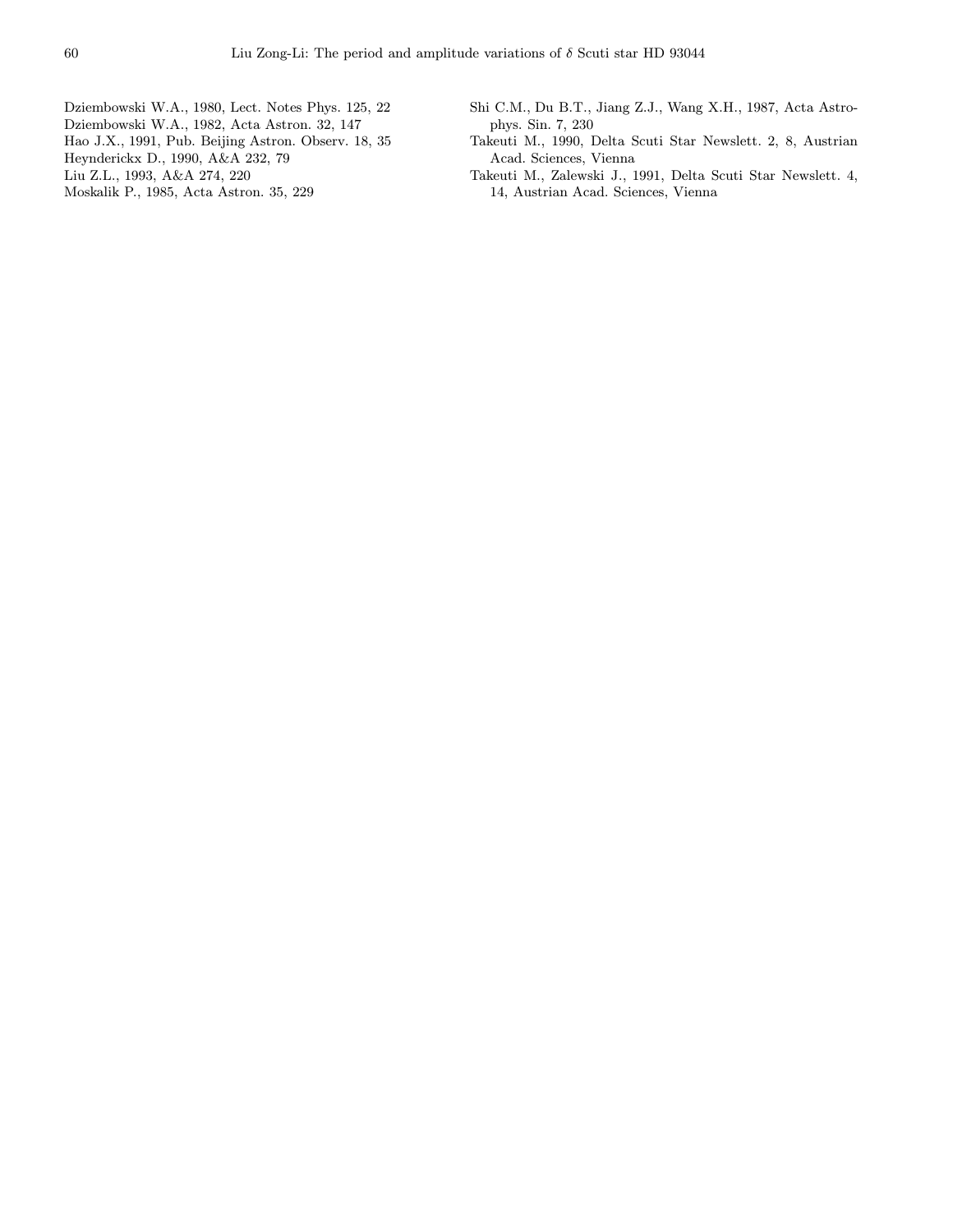Dziembowski W.A., 1980, Lect. Notes Phys. 125, 22

Dziembowski W.A., 1982, Acta Astron. 32, 147

Hao J.X., 1991, Pub. Beijing Astron. Observ. 18, 35

Heynderickx D., 1990, A&A 232, 79

Liu Z.L., 1993, A&A 274, 220

Moskalik P., 1985, Acta Astron. 35, 229

Shi C.M., Du B.T., Jiang Z.J., Wang X.H., 1987, Acta Astrophys. Sin. 7, 230

Takeuti M., 1990, Delta Scuti Star Newslett. 2, 8, Austrian Acad. Sciences, Vienna

Takeuti M., Zalewski J., 1991, Delta Scuti Star Newslett. 4, 14, Austrian Acad. Sciences, Vienna